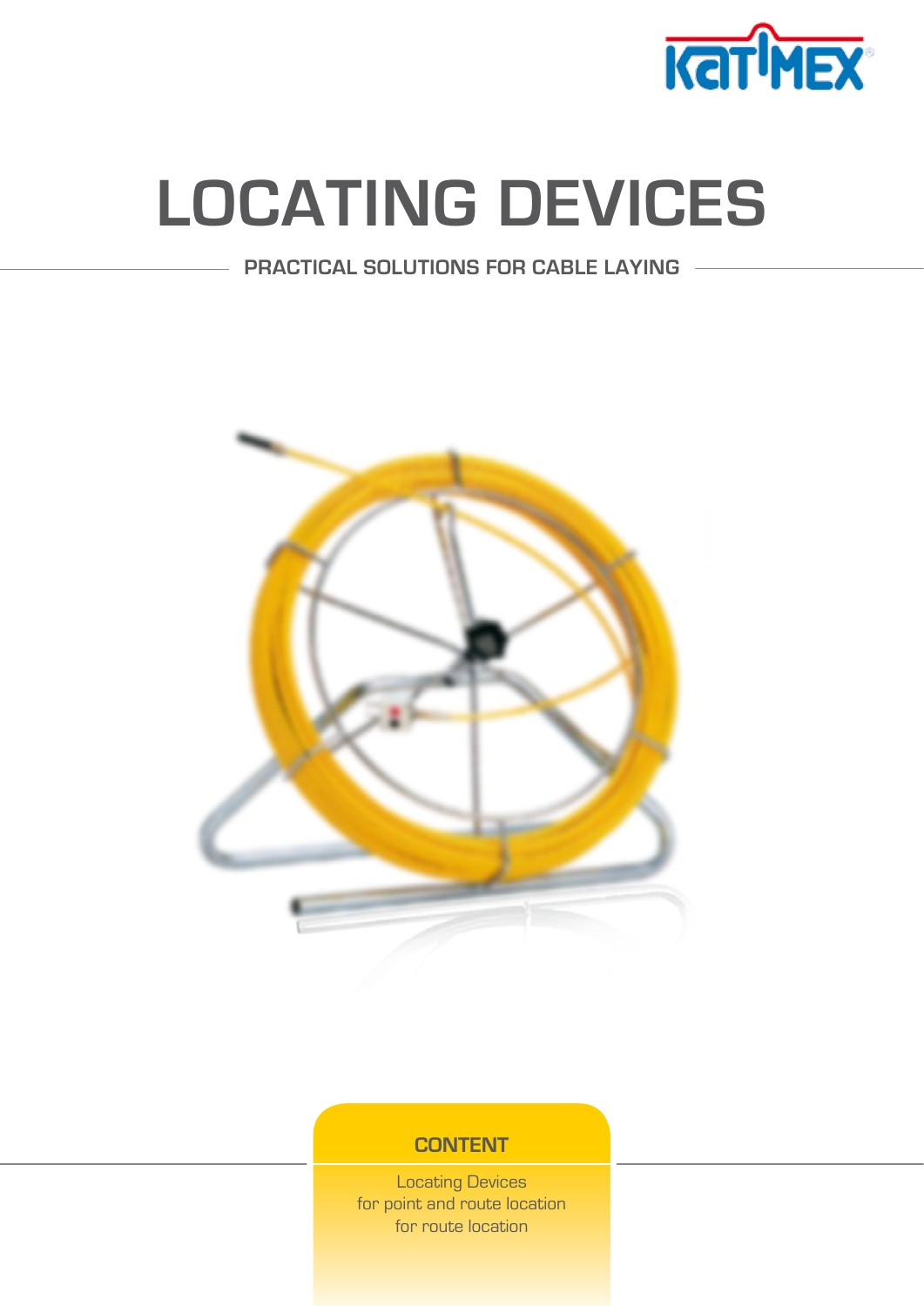KATIMEX

# LOCATING DEVICES

PRACTICAL SOLUTIONS FOR CABLE LAYING

## CONTENT

Locating Devices
for point and route location
for route location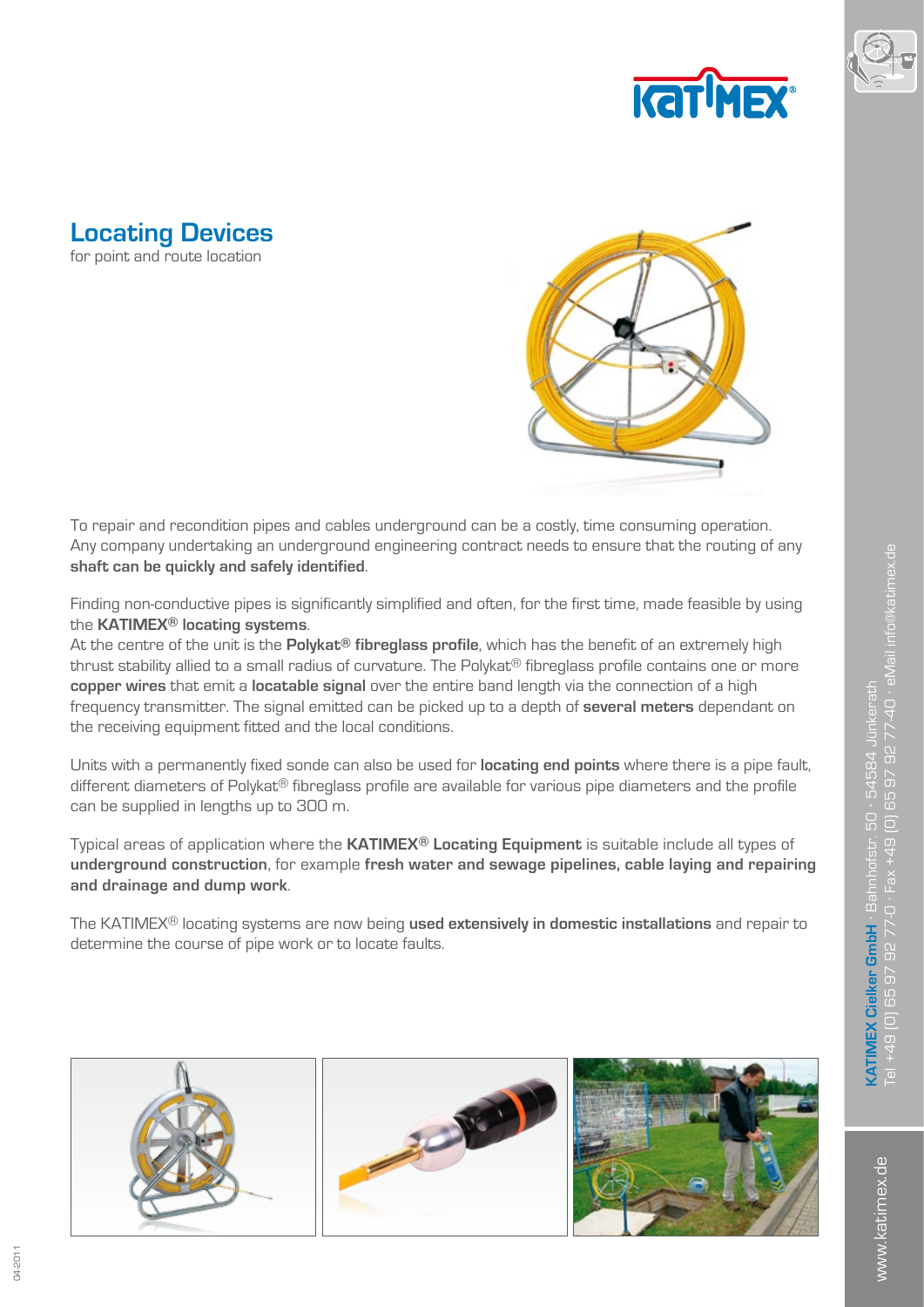## Locating Devices

for point and route location

To repair and recondition pipes and cables underground can be a costly, time consuming operation. Any company undertaking an underground engineering contract needs to ensure that the routing of any **shaft can be quickly and safely identified**.

Finding non-conductive pipes is significantly simplified and often, for the first time, made feasible by using the **KATIMEX® locating systems**.
At the centre of the unit is the **Polykat® fibreglass profile**, which has the benefit of an extremely high thrust stability allied to a small radius of curvature. The Polykat® fibreglass profile contains one or more **copper wires** that emit a **locatable signal** over the entire band length via the connection of a high frequency transmitter. The signal emitted can be picked up to a depth of **several meters** dependant on the receiving equipment fitted and the local conditions.

Units with a permanently fixed sonde can also be used for **locating end points** where there is a pipe fault, different diameters of Polykat® fibreglass profile are available for various pipe diameters and the profile can be supplied in lengths up to 300 m.

Typical areas of application where the **KATIMEX® Locating Equipment** is suitable include all types of **underground construction**, for example **fresh water and sewage pipelines, cable laying and repairing and drainage and dump work**.

The KATIMEX® locating systems are now being **used extensively in domestic installations** and repair to determine the course of pipe work or to locate faults.

**KATIMEX Cielker GmbH** · Bahnhofstr. 50 · 54584 Jünkerath
Tel +49 (0) 65 97 92 77-0 · Fax +49 (0) 65 97 92 77-40 · eMail info@katimex.de

www.katimex.de

04-2011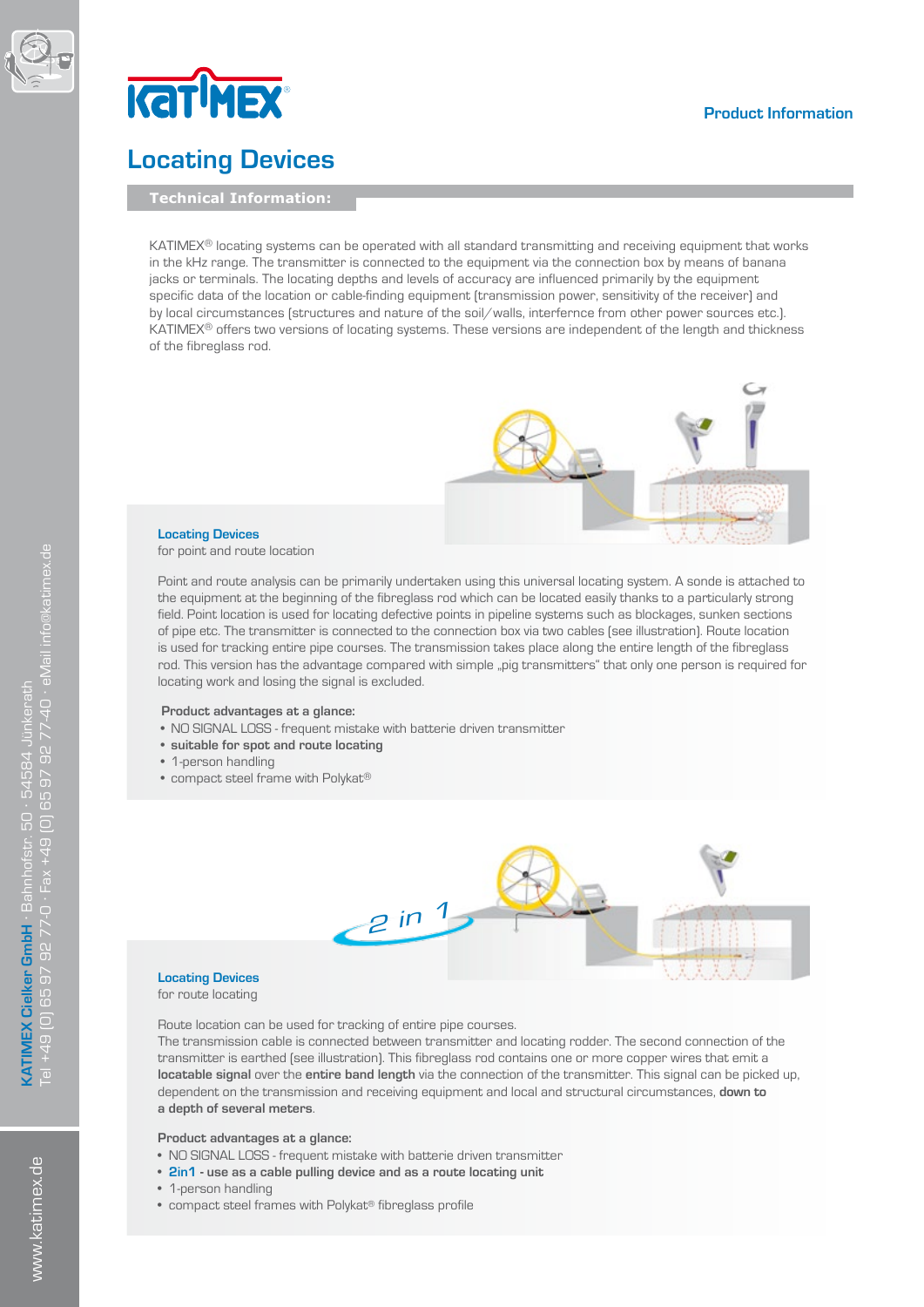**Product Information**

# Locating Devices

## Technical Information:

KATIMEX® locating systems can be operated with all standard transmitting and receiving equipment that works in the kHz range. The transmitter is connected to the equipment via the connection box by means of banana jacks or terminals. The locating depths and levels of accuracy are influenced primarily by the equipment specific data of the location or cable-finding equipment (transmission power, sensitivity of the receiver) and by local circumstances (structures and nature of the soil/walls, interfernce from other power sources etc.). KATIMEX® offers two versions of locating systems. These versions are independent of the length and thickness of the fibreglass rod.

### Locating Devices

for point and route location

Point and route analysis can be primarily undertaken using this universal locating system. A sonde is attached to the equipment at the beginning of the fibreglass rod which can be located easily thanks to a particularly strong field. Point location is used for locating defective points in pipeline systems such as blockages, sunken sections of pipe etc. The transmitter is connected to the connection box via two cables (see illustration). Route location is used for tracking entire pipe courses. The transmission takes place along the entire length of the fibreglass rod. This version has the advantage compared with simple „pig transmitters" that only one person is required for locating work and losing the signal is excluded.

**Product advantages at a glance:**

- NO SIGNAL LOSS - frequent mistake with batterie driven transmitter
- **suitable for spot and route locating**
- 1-person handling
- compact steel frame with Polykat®

2 in 1

### Locating Devices

for route locating

Route location can be used for tracking of entire pipe courses.
The transmission cable is connected between transmitter and locating rodder. The second connection of the transmitter is earthed (see illustration). This fibreglass rod contains one or more copper wires that emit a **locatable signal** over the **entire band length** via the connection of the transmitter. This signal can be picked up, dependent on the transmission and receiving equipment and local and structural circumstances, **down to a depth of several meters**.

**Product advantages at a glance:**

- NO SIGNAL LOSS - frequent mistake with batterie driven transmitter
- **2in1 - use as a cable pulling device and as a route locating unit**
- 1-person handling
- compact steel frames with Polykat® fibreglass profile

**KATIMEX Cielker GmbH** · Bahnhofstr. 50 · 54584 Jünkerath
Tel +49 (0) 65 97 92 77-0 · Fax +49 (0) 65 97 92 77-40 · eMail info@katimex.de

www.katimex.de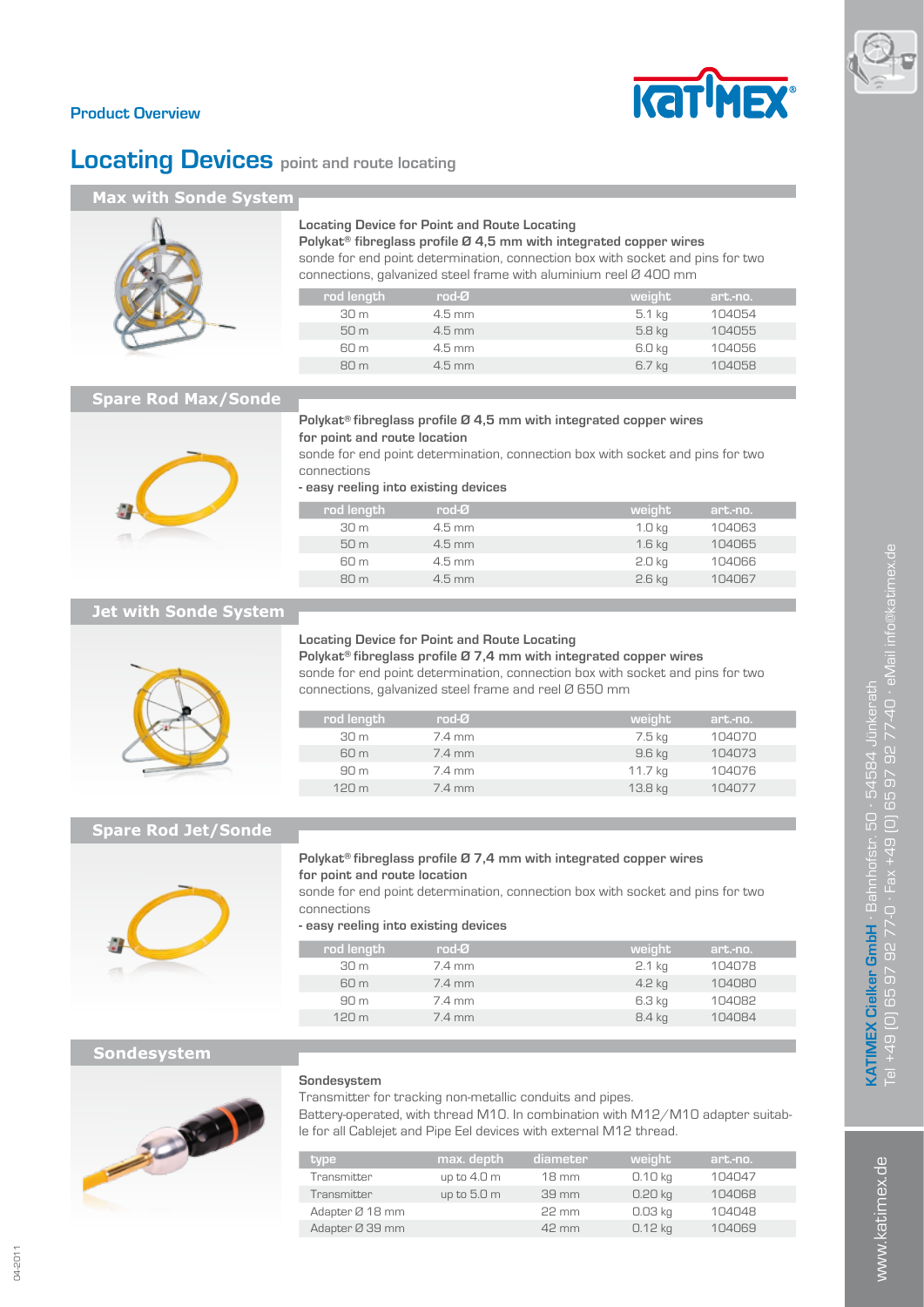Product Overview

# Locating Devices point and route locating

## Max with Sonde System

**Locating Device for Point and Route Locating**
**Polykat® fibreglass profile Ø 4,5 mm with integrated copper wires**
sonde for end point determination, connection box with socket and pins for two connections, galvanized steel frame with aluminium reel Ø 400 mm

| rod length | rod-Ø | weight | art.-no. |
|---|---|---|---|
| 30 m | 4.5 mm | 5.1 kg | 104054 |
| 50 m | 4.5 mm | 5.8 kg | 104055 |
| 60 m | 4.5 mm | 6.0 kg | 104056 |
| 80 m | 4.5 mm | 6.7 kg | 104058 |

## Spare Rod Max/Sonde

**Polykat® fibreglass profile Ø 4,5 mm with integrated copper wires for point and route location**
sonde for end point determination, connection box with socket and pins for two connections
**- easy reeling into existing devices**

| rod length | rod-Ø | weight | art.-no. |
|---|---|---|---|
| 30 m | 4.5 mm | 1.0 kg | 104063 |
| 50 m | 4.5 mm | 1.6 kg | 104065 |
| 60 m | 4.5 mm | 2.0 kg | 104066 |
| 80 m | 4.5 mm | 2.6 kg | 104067 |

## Jet with Sonde System

**Locating Device for Point and Route Locating**
**Polykat® fibreglass profile Ø 7,4 mm with integrated copper wires**
sonde for end point determination, connection box with socket and pins for two connections, galvanized steel frame and reel Ø 650 mm

| rod length | rod-Ø | weight | art.-no. |
|---|---|---|---|
| 30 m | 7.4 mm | 7.5 kg | 104070 |
| 60 m | 7.4 mm | 9.6 kg | 104073 |
| 90 m | 7.4 mm | 11.7 kg | 104076 |
| 120 m | 7.4 mm | 13.8 kg | 104077 |

## Spare Rod Jet/Sonde

**Polykat® fibreglass profile Ø 7,4 mm with integrated copper wires for point and route location**
sonde for end point determination, connection box with socket and pins for two connections
**- easy reeling into existing devices**

| rod length | rod-Ø | weight | art.-no. |
|---|---|---|---|
| 30 m | 7.4 mm | 2.1 kg | 104078 |
| 60 m | 7.4 mm | 4.2 kg | 104080 |
| 90 m | 7.4 mm | 6.3 kg | 104082 |
| 120 m | 7.4 mm | 8.4 kg | 104084 |

## Sondesystem

**Sondesystem**
Transmitter for tracking non-metallic conduits and pipes.
Battery-operated, with thread M10. In combination with M12/M10 adapter suitable for all Cablejet and Pipe Eel devices with external M12 thread.

| type | max. depth | diameter | weight | art.-no. |
|---|---|---|---|---|
| Transmitter | up to 4.0 m | 18 mm | 0.10 kg | 104047 |
| Transmitter | up to 5.0 m | 39 mm | 0.20 kg | 104068 |
| Adapter Ø 18 mm | | 22 mm | 0.03 kg | 104048 |
| Adapter Ø 39 mm | | 42 mm | 0.12 kg | 104069 |

KATIMEX Cielker GmbH · Bahnhofstr. 50 · 54584 Jünkerath
Tel +49 (0) 65 97 92 77-0 · Fax +49 (0) 65 97 92 77-40 · eMail info@katimex.de

www.katimex.de

04-2011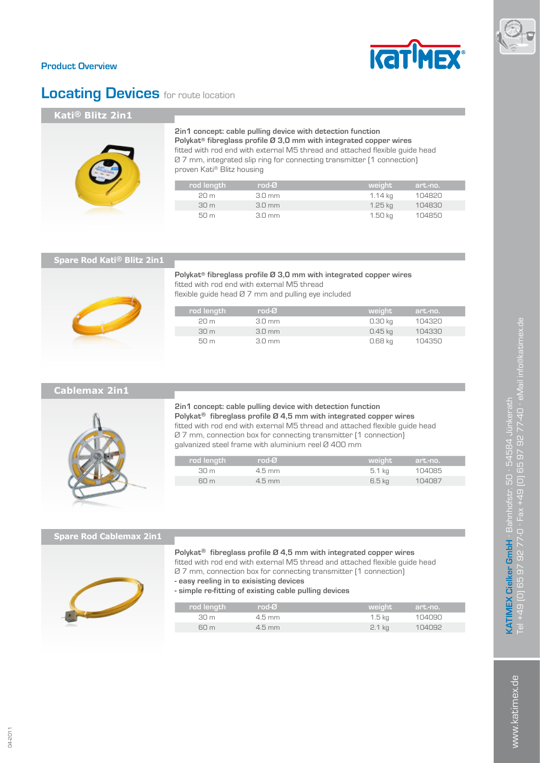Product Overview

# Locating Devices for route location

## Kati® Blitz 2in1

**2in1 concept: cable pulling device with detection function**
**Polykat® fibreglass profile Ø 3,0 mm with integrated copper wires**
fitted with rod end with external M5 thread and attached flexible guide head Ø 7 mm, integrated slip ring for connecting transmitter (1 connection)
proven Kati® Blitz housing

| rod length | rod-Ø | weight | art.-no. |
|---|---|---|---|
| 20 m | 3.0 mm | 1.14 kg | 104820 |
| 30 m | 3.0 mm | 1.25 kg | 104830 |
| 50 m | 3.0 mm | 1.50 kg | 104850 |

## Spare Rod Kati® Blitz 2in1

**Polykat® fibreglass profile Ø 3,0 mm with integrated copper wires**
fitted with rod end with external M5 thread
flexible guide head Ø 7 mm and pulling eye included

| rod length | rod-Ø | weight | art.-no. |
|---|---|---|---|
| 20 m | 3.0 mm | 0.30 kg | 104320 |
| 30 m | 3.0 mm | 0.45 kg | 104330 |
| 50 m | 3.0 mm | 0.68 kg | 104350 |

## Cablemax 2in1

**2in1 concept: cable pulling device with detection function**
**Polykat® fibreglass profile Ø 4,5 mm with integrated copper wires**
fitted with rod end with external M5 thread and attached flexible guide head Ø 7 mm, connection box for connecting transmitter (1 connection)
galvanized steel frame with aluminium reel Ø 400 mm

| rod length | rod-Ø | weight | art.-no. |
|---|---|---|---|
| 30 m | 4.5 mm | 5.1 kg | 104085 |
| 60 m | 4.5 mm | 6.5 kg | 104087 |

## Spare Rod Cablemax 2in1

**Polykat® fibreglass profile Ø 4,5 mm with integrated copper wires**
fitted with rod end with external M5 thread and attached flexible guide head Ø 7 mm, connection box for connecting transmitter (1 connection)
**- easy reeling in to exisisting devices**
**- simple re-fitting of existing cable pulling devices**

| rod length | rod-Ø | weight | art.-no. |
|---|---|---|---|
| 30 m | 4.5 mm | 1.5 kg | 104090 |
| 60 m | 4.5 mm | 2.1 kg | 104092 |

**KATIMEX Cielker GmbH** · Bahnhofstr. 50 · 54584 Jünkerath
Tel +49 (0) 65 97 92 77-0 · Fax +49 (0) 65 97 92 77-40 · eMail info@katimex.de

www.katimex.de

04-2011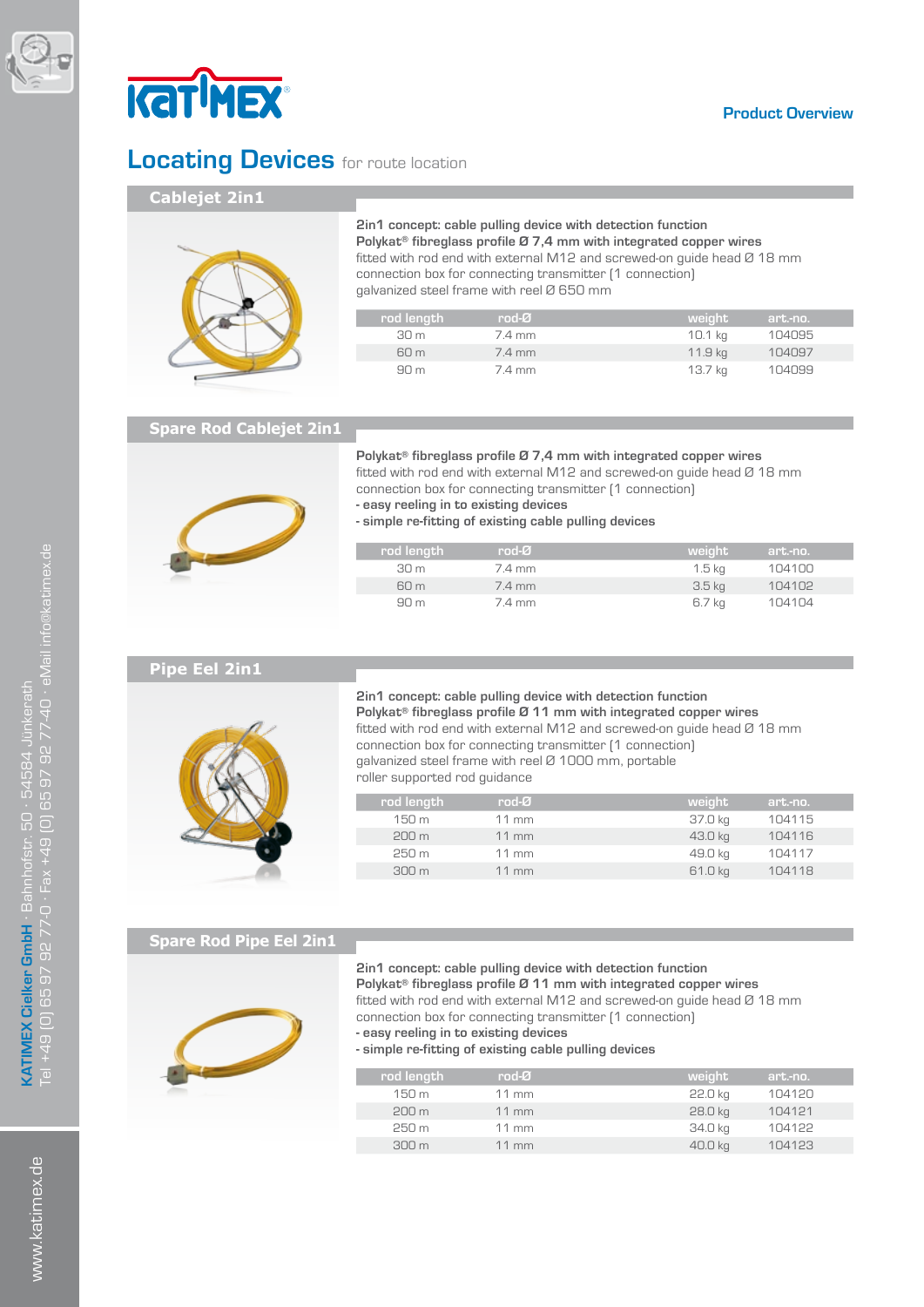# Locating Devices for route location

Product Overview

## Cablejet 2in1

**2in1 concept: cable pulling device with detection function**
**Polykat® fibreglass profile Ø 7,4 mm with integrated copper wires**
fitted with rod end with external M12 and screwed-on guide head Ø 18 mm
connection box for connecting transmitter (1 connection)
galvanized steel frame with reel Ø 650 mm

| rod length | rod-Ø | weight | art.-no. |
|---|---|---|---|
| 30 m | 7.4 mm | 10.1 kg | 104095 |
| 60 m | 7.4 mm | 11.9 kg | 104097 |
| 90 m | 7.4 mm | 13.7 kg | 104099 |

## Spare Rod Cablejet 2in1

**Polykat® fibreglass profile Ø 7,4 mm with integrated copper wires**
fitted with rod end with external M12 and screwed-on guide head Ø 18 mm
connection box for connecting transmitter (1 connection)
**- easy reeling in to existing devices**
**- simple re-fitting of existing cable pulling devices**

| rod length | rod-Ø | weight | art.-no. |
|---|---|---|---|
| 30 m | 7.4 mm | 1.5 kg | 104100 |
| 60 m | 7.4 mm | 3.5 kg | 104102 |
| 90 m | 7.4 mm | 6.7 kg | 104104 |

## Pipe Eel 2in1

**2in1 concept: cable pulling device with detection function**
**Polykat® fibreglass profile Ø 11 mm with integrated copper wires**
fitted with rod end with external M12 and screwed-on guide head Ø 18 mm
connection box for connecting transmitter (1 connection)
galvanized steel frame with reel Ø 1000 mm, portable
roller supported rod guidance

| rod length | rod-Ø | weight | art.-no. |
|---|---|---|---|
| 150 m | 11 mm | 37.0 kg | 104115 |
| 200 m | 11 mm | 43.0 kg | 104116 |
| 250 m | 11 mm | 49.0 kg | 104117 |
| 300 m | 11 mm | 61.0 kg | 104118 |

## Spare Rod Pipe Eel 2in1

**2in1 concept: cable pulling device with detection function**
**Polykat® fibreglass profile Ø 11 mm with integrated copper wires**
fitted with rod end with external M12 and screwed-on guide head Ø 18 mm
connection box for connecting transmitter (1 connection)
**- easy reeling in to existing devices**
**- simple re-fitting of existing cable pulling devices**

| rod length | rod-Ø | weight | art.-no. |
|---|---|---|---|
| 150 m | 11 mm | 22.0 kg | 104120 |
| 200 m | 11 mm | 28.0 kg | 104121 |
| 250 m | 11 mm | 34.0 kg | 104122 |
| 300 m | 11 mm | 40.0 kg | 104123 |

**KATIMEX Cielker GmbH** · Bahnhofstr. 50 · 54584 Jünkerath
Tel +49 (0) 65 97 92 77-0 · Fax +49 (0) 65 97 92 77-40 · eMail info@katimex.de

www.katimex.de